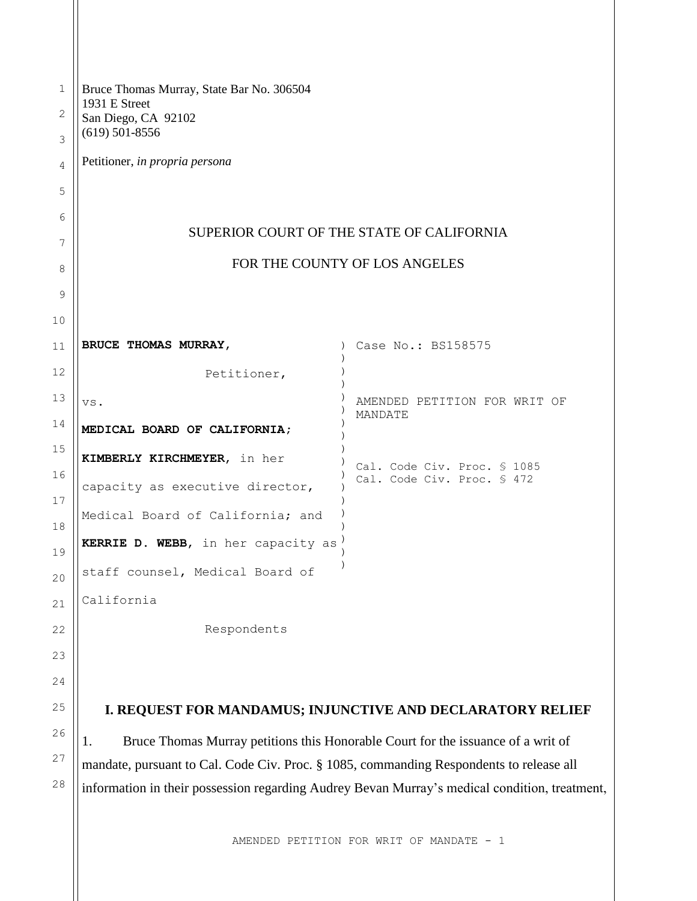Bruce Thomas Murray, State Bar No. 306504
1931 E Street
San Diego, CA 92102
(619) 501-8556

Petitioner, *in propria persona*

SUPERIOR COURT OF THE STATE OF CALIFORNIA

FOR THE COUNTY OF LOS ANGELES

**BRUCE THOMAS MURRAY,**

Petitioner,

vs.

**MEDICAL BOARD OF CALIFORNIA;**

**KIMBERLY KIRCHMEYER**, in her capacity as executive director, Medical Board of California; and

**KERRIE D. WEBB**, in her capacity as staff counsel, Medical Board of California

Respondents

Case No.: BS158575

AMENDED PETITION FOR WRIT OF MANDATE

Cal. Code Civ. Proc. § 1085
Cal. Code Civ. Proc. § 472

## I. REQUEST FOR MANDAMUS; INJUNCTIVE AND DECLARATORY RELIEF

1. Bruce Thomas Murray petitions this Honorable Court for the issuance of a writ of mandate, pursuant to Cal. Code Civ. Proc. § 1085, commanding Respondents to release all information in their possession regarding Audrey Bevan Murray's medical condition, treatment,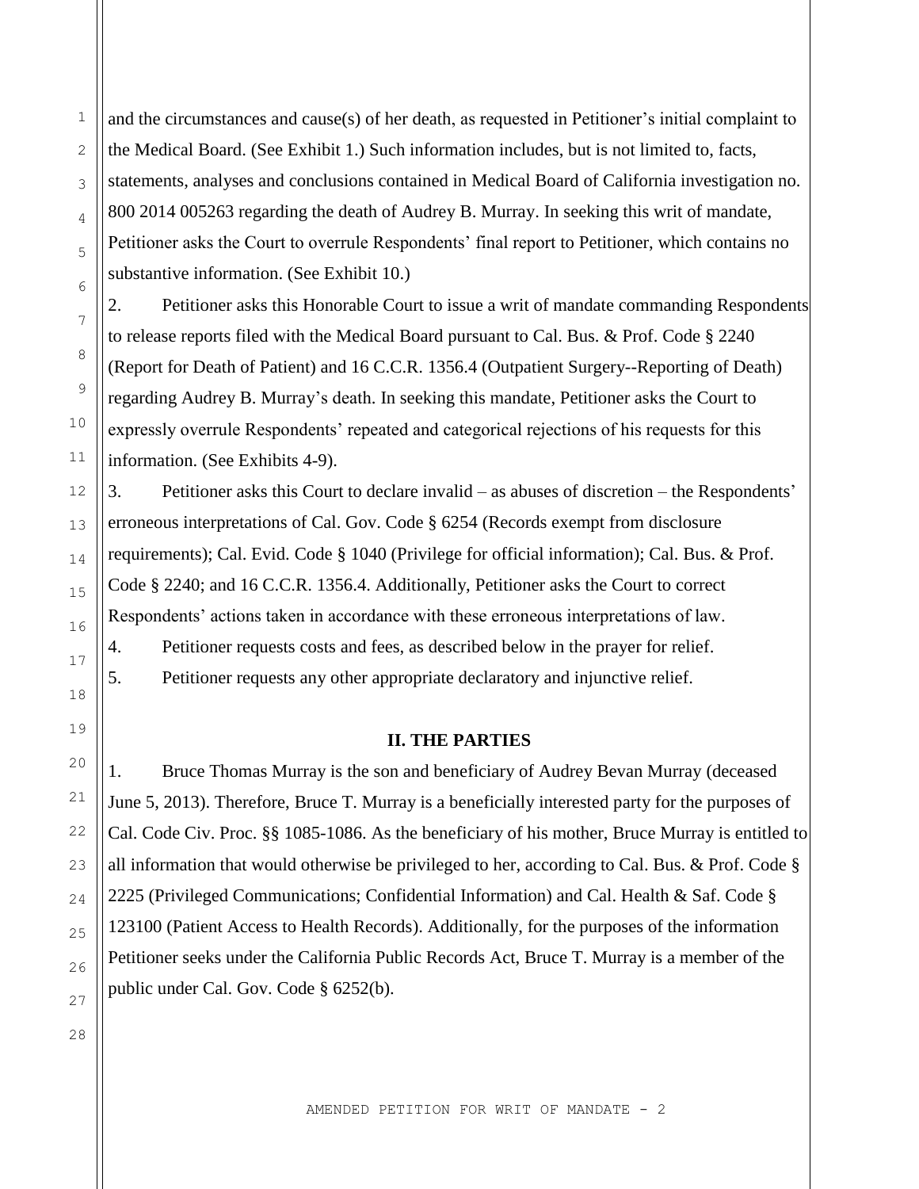and the circumstances and cause(s) of her death, as requested in Petitioner's initial complaint to the Medical Board. (See Exhibit 1.) Such information includes, but is not limited to, facts, statements, analyses and conclusions contained in Medical Board of California investigation no. 800 2014 005263 regarding the death of Audrey B. Murray. In seeking this writ of mandate, Petitioner asks the Court to overrule Respondents' final report to Petitioner, which contains no substantive information. (See Exhibit 10.)

2. Petitioner asks this Honorable Court to issue a writ of mandate commanding Respondents to release reports filed with the Medical Board pursuant to Cal. Bus. & Prof. Code § 2240 (Report for Death of Patient) and 16 C.C.R. 1356.4 (Outpatient Surgery--Reporting of Death) regarding Audrey B. Murray's death. In seeking this mandate, Petitioner asks the Court to expressly overrule Respondents' repeated and categorical rejections of his requests for this information. (See Exhibits 4-9).

3. Petitioner asks this Court to declare invalid – as abuses of discretion – the Respondents' erroneous interpretations of Cal. Gov. Code § 6254 (Records exempt from disclosure requirements); Cal. Evid. Code § 1040 (Privilege for official information); Cal. Bus. & Prof. Code § 2240; and 16 C.C.R. 1356.4. Additionally, Petitioner asks the Court to correct Respondents' actions taken in accordance with these erroneous interpretations of law.

4. Petitioner requests costs and fees, as described below in the prayer for relief.

5. Petitioner requests any other appropriate declaratory and injunctive relief.

## II. THE PARTIES

1. Bruce Thomas Murray is the son and beneficiary of Audrey Bevan Murray (deceased June 5, 2013). Therefore, Bruce T. Murray is a beneficially interested party for the purposes of Cal. Code Civ. Proc. §§ 1085-1086. As the beneficiary of his mother, Bruce Murray is entitled to all information that would otherwise be privileged to her, according to Cal. Bus. & Prof. Code § 2225 (Privileged Communications; Confidential Information) and Cal. Health & Saf. Code § 123100 (Patient Access to Health Records). Additionally, for the purposes of the information Petitioner seeks under the California Public Records Act, Bruce T. Murray is a member of the public under Cal. Gov. Code § 6252(b).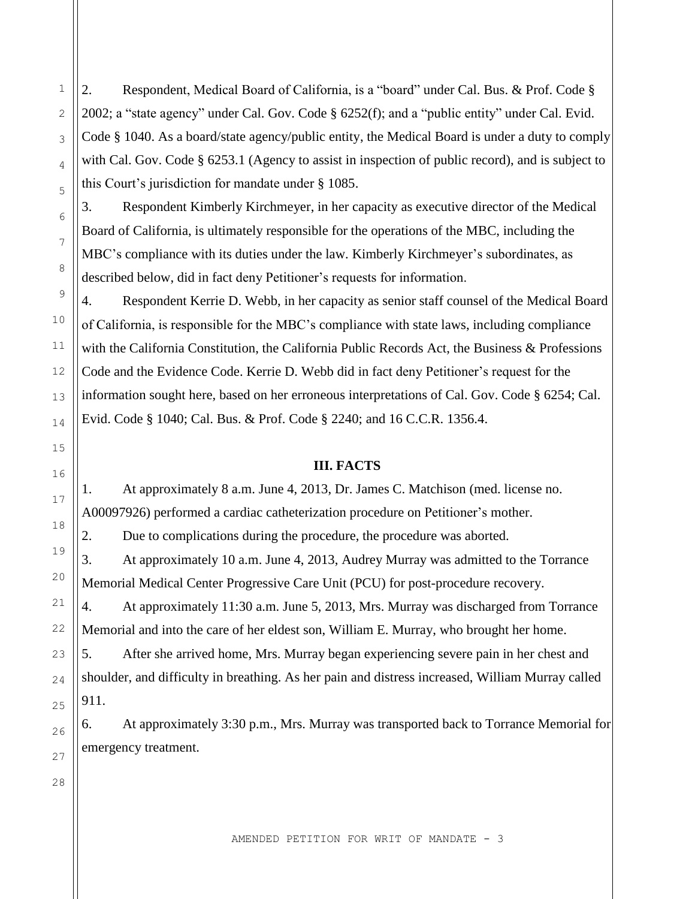2. Respondent, Medical Board of California, is a "board" under Cal. Bus. & Prof. Code § 2002; a "state agency" under Cal. Gov. Code § 6252(f); and a "public entity" under Cal. Evid. Code § 1040. As a board/state agency/public entity, the Medical Board is under a duty to comply with Cal. Gov. Code § 6253.1 (Agency to assist in inspection of public record), and is subject to this Court's jurisdiction for mandate under § 1085.

3. Respondent Kimberly Kirchmeyer, in her capacity as executive director of the Medical Board of California, is ultimately responsible for the operations of the MBC, including the MBC's compliance with its duties under the law. Kimberly Kirchmeyer's subordinates, as described below, did in fact deny Petitioner's requests for information.

4. Respondent Kerrie D. Webb, in her capacity as senior staff counsel of the Medical Board of California, is responsible for the MBC's compliance with state laws, including compliance with the California Constitution, the California Public Records Act, the Business & Professions Code and the Evidence Code. Kerrie D. Webb did in fact deny Petitioner's request for the information sought here, based on her erroneous interpretations of Cal. Gov. Code § 6254; Cal. Evid. Code § 1040; Cal. Bus. & Prof. Code § 2240; and 16 C.C.R. 1356.4.

## III. FACTS

1. At approximately 8 a.m. June 4, 2013, Dr. James C. Matchison (med. license no. A00097926) performed a cardiac catheterization procedure on Petitioner's mother.

2. Due to complications during the procedure, the procedure was aborted.

3. At approximately 10 a.m. June 4, 2013, Audrey Murray was admitted to the Torrance Memorial Medical Center Progressive Care Unit (PCU) for post-procedure recovery.

4. At approximately 11:30 a.m. June 5, 2013, Mrs. Murray was discharged from Torrance Memorial and into the care of her eldest son, William E. Murray, who brought her home.

5. After she arrived home, Mrs. Murray began experiencing severe pain in her chest and shoulder, and difficulty in breathing. As her pain and distress increased, William Murray called 911.

6. At approximately 3:30 p.m., Mrs. Murray was transported back to Torrance Memorial for emergency treatment.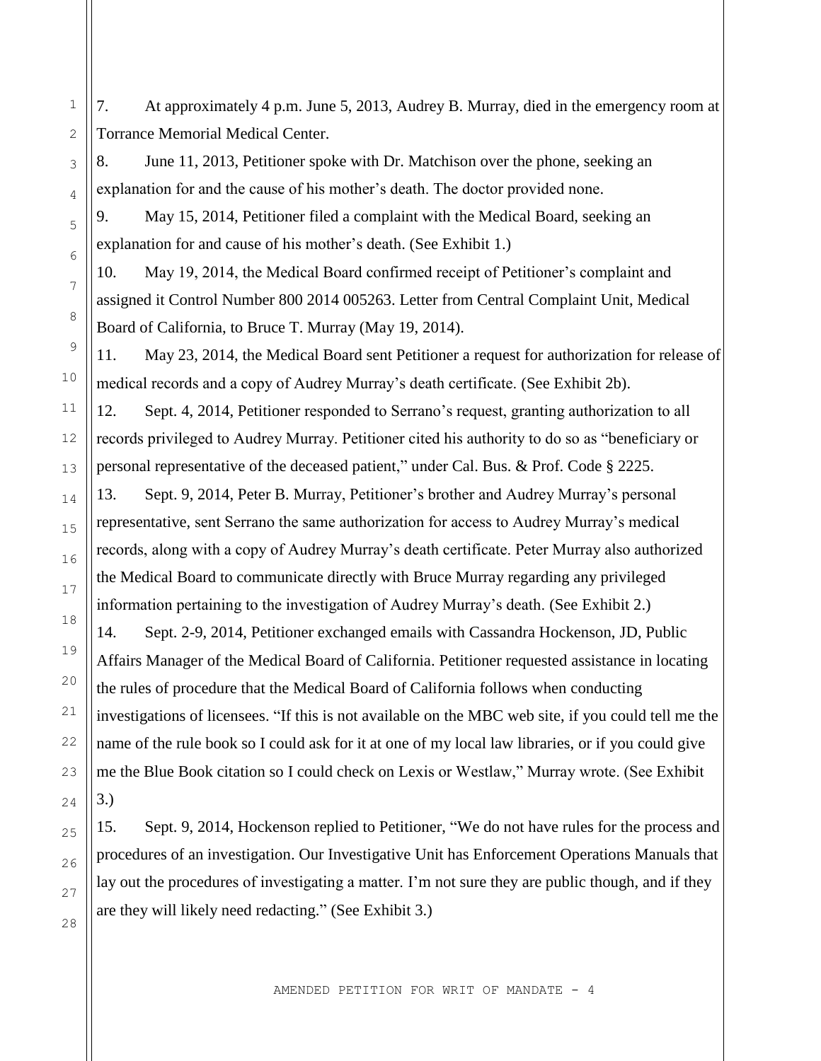7. At approximately 4 p.m. June 5, 2013, Audrey B. Murray, died in the emergency room at Torrance Memorial Medical Center.

8. June 11, 2013, Petitioner spoke with Dr. Matchison over the phone, seeking an explanation for and the cause of his mother's death. The doctor provided none.

9. May 15, 2014, Petitioner filed a complaint with the Medical Board, seeking an explanation for and cause of his mother's death. (See Exhibit 1.)

10. May 19, 2014, the Medical Board confirmed receipt of Petitioner's complaint and assigned it Control Number 800 2014 005263. Letter from Central Complaint Unit, Medical Board of California, to Bruce T. Murray (May 19, 2014).

11. May 23, 2014, the Medical Board sent Petitioner a request for authorization for release of medical records and a copy of Audrey Murray's death certificate. (See Exhibit 2b).

12. Sept. 4, 2014, Petitioner responded to Serrano's request, granting authorization to all records privileged to Audrey Murray. Petitioner cited his authority to do so as "beneficiary or personal representative of the deceased patient," under Cal. Bus. & Prof. Code § 2225.

13. Sept. 9, 2014, Peter B. Murray, Petitioner's brother and Audrey Murray's personal representative, sent Serrano the same authorization for access to Audrey Murray's medical records, along with a copy of Audrey Murray's death certificate. Peter Murray also authorized the Medical Board to communicate directly with Bruce Murray regarding any privileged information pertaining to the investigation of Audrey Murray's death. (See Exhibit 2.)

14. Sept. 2-9, 2014, Petitioner exchanged emails with Cassandra Hockenson, JD, Public Affairs Manager of the Medical Board of California. Petitioner requested assistance in locating the rules of procedure that the Medical Board of California follows when conducting investigations of licensees. "If this is not available on the MBC web site, if you could tell me the name of the rule book so I could ask for it at one of my local law libraries, or if you could give me the Blue Book citation so I could check on Lexis or Westlaw," Murray wrote. (See Exhibit 3.)

15. Sept. 9, 2014, Hockenson replied to Petitioner, "We do not have rules for the process and procedures of an investigation. Our Investigative Unit has Enforcement Operations Manuals that lay out the procedures of investigating a matter. I'm not sure they are public though, and if they are they will likely need redacting." (See Exhibit 3.)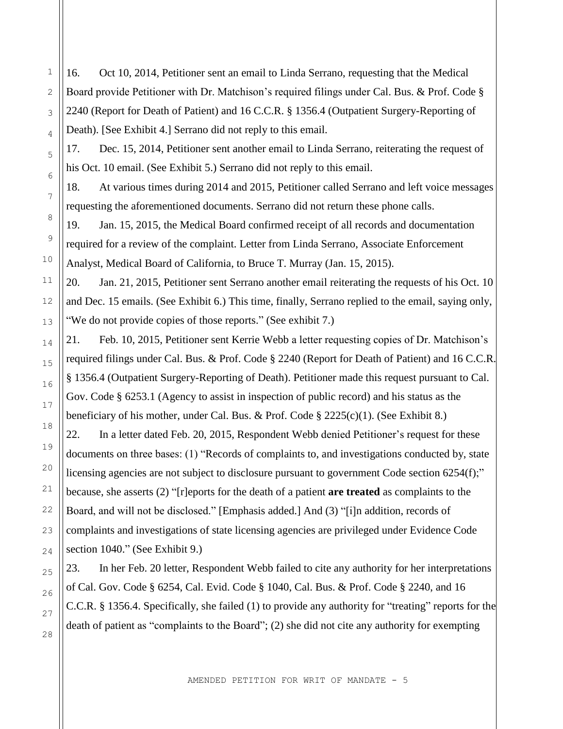16. Oct 10, 2014, Petitioner sent an email to Linda Serrano, requesting that the Medical Board provide Petitioner with Dr. Matchison's required filings under Cal. Bus. & Prof. Code § 2240 (Report for Death of Patient) and 16 C.C.R. § 1356.4 (Outpatient Surgery-Reporting of Death). [See Exhibit 4.] Serrano did not reply to this email.

17. Dec. 15, 2014, Petitioner sent another email to Linda Serrano, reiterating the request of his Oct. 10 email. (See Exhibit 5.) Serrano did not reply to this email.

18. At various times during 2014 and 2015, Petitioner called Serrano and left voice messages requesting the aforementioned documents. Serrano did not return these phone calls.

19. Jan. 15, 2015, the Medical Board confirmed receipt of all records and documentation required for a review of the complaint. Letter from Linda Serrano, Associate Enforcement Analyst, Medical Board of California, to Bruce T. Murray (Jan. 15, 2015).

20. Jan. 21, 2015, Petitioner sent Serrano another email reiterating the requests of his Oct. 10 and Dec. 15 emails. (See Exhibit 6.) This time, finally, Serrano replied to the email, saying only, "We do not provide copies of those reports." (See exhibit 7.)

21. Feb. 10, 2015, Petitioner sent Kerrie Webb a letter requesting copies of Dr. Matchison's required filings under Cal. Bus. & Prof. Code § 2240 (Report for Death of Patient) and 16 C.C.R. § 1356.4 (Outpatient Surgery-Reporting of Death). Petitioner made this request pursuant to Cal. Gov. Code § 6253.1 (Agency to assist in inspection of public record) and his status as the beneficiary of his mother, under Cal. Bus. & Prof. Code § 2225(c)(1). (See Exhibit 8.)

22. In a letter dated Feb. 20, 2015, Respondent Webb denied Petitioner's request for these documents on three bases: (1) "Records of complaints to, and investigations conducted by, state licensing agencies are not subject to disclosure pursuant to government Code section 6254(f);" because, she asserts (2) "[r]eports for the death of a patient **are treated** as complaints to the Board, and will not be disclosed." [Emphasis added.] And (3) "[i]n addition, records of complaints and investigations of state licensing agencies are privileged under Evidence Code section 1040." (See Exhibit 9.)

23. In her Feb. 20 letter, Respondent Webb failed to cite any authority for her interpretations of Cal. Gov. Code § 6254, Cal. Evid. Code § 1040, Cal. Bus. & Prof. Code § 2240, and 16 C.C.R. § 1356.4. Specifically, she failed (1) to provide any authority for "treating" reports for the death of patient as "complaints to the Board"; (2) she did not cite any authority for exempting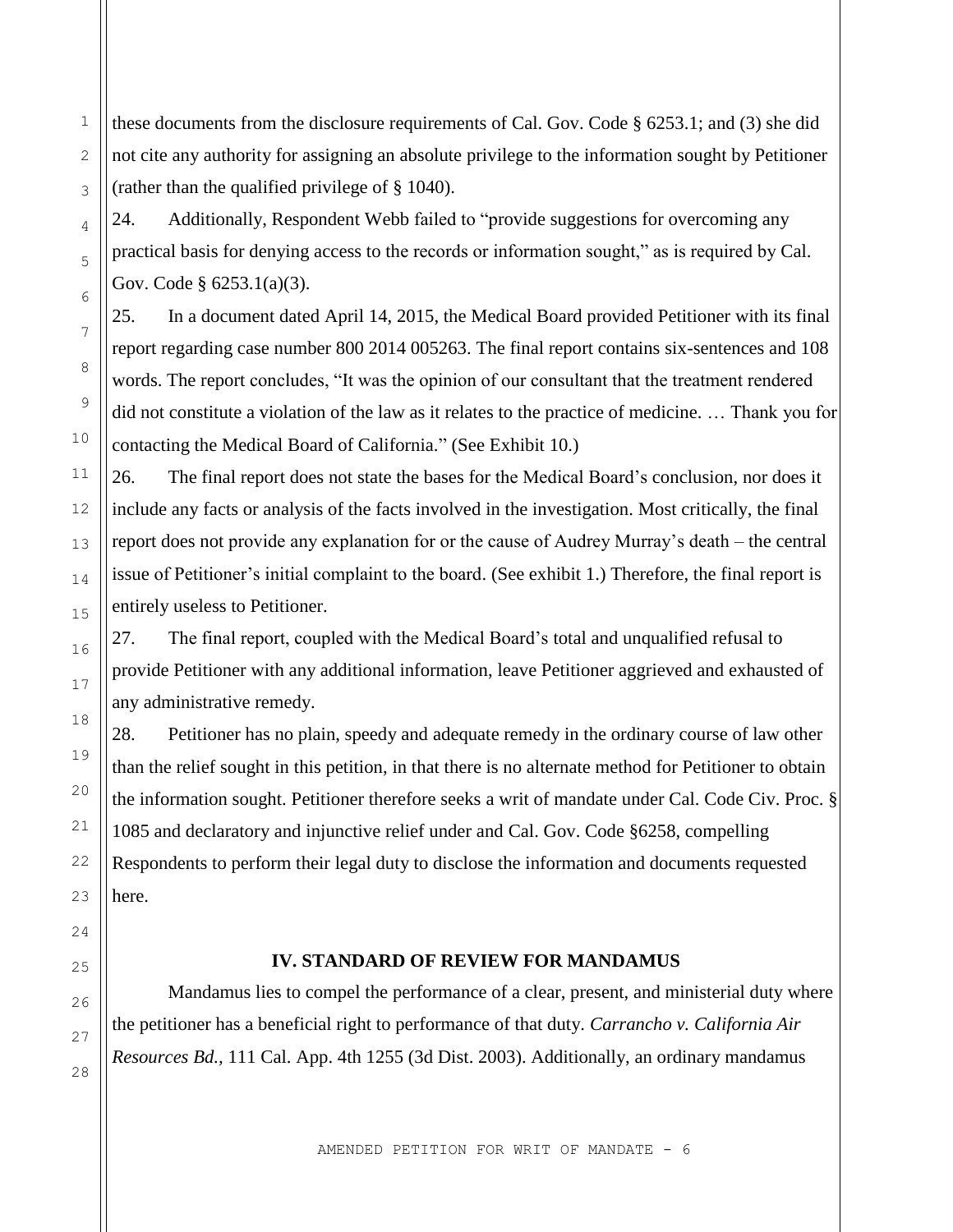these documents from the disclosure requirements of Cal. Gov. Code § 6253.1; and (3) she did not cite any authority for assigning an absolute privilege to the information sought by Petitioner (rather than the qualified privilege of § 1040).

24. Additionally, Respondent Webb failed to "provide suggestions for overcoming any practical basis for denying access to the records or information sought," as is required by Cal. Gov. Code § 6253.1(a)(3).

25. In a document dated April 14, 2015, the Medical Board provided Petitioner with its final report regarding case number 800 2014 005263. The final report contains six-sentences and 108 words. The report concludes, "It was the opinion of our consultant that the treatment rendered did not constitute a violation of the law as it relates to the practice of medicine. … Thank you for contacting the Medical Board of California." (See Exhibit 10.)

26. The final report does not state the bases for the Medical Board's conclusion, nor does it include any facts or analysis of the facts involved in the investigation. Most critically, the final report does not provide any explanation for or the cause of Audrey Murray's death – the central issue of Petitioner's initial complaint to the board. (See exhibit 1.) Therefore, the final report is entirely useless to Petitioner.

27. The final report, coupled with the Medical Board's total and unqualified refusal to provide Petitioner with any additional information, leave Petitioner aggrieved and exhausted of any administrative remedy.

28. Petitioner has no plain, speedy and adequate remedy in the ordinary course of law other than the relief sought in this petition, in that there is no alternate method for Petitioner to obtain the information sought. Petitioner therefore seeks a writ of mandate under Cal. Code Civ. Proc. § 1085 and declaratory and injunctive relief under and Cal. Gov. Code §6258, compelling Respondents to perform their legal duty to disclose the information and documents requested here.

## IV. STANDARD OF REVIEW FOR MANDAMUS

Mandamus lies to compel the performance of a clear, present, and ministerial duty where the petitioner has a beneficial right to performance of that duty. *Carrancho v. California Air Resources Bd.,* 111 Cal. App. 4th 1255 (3d Dist. 2003). Additionally, an ordinary mandamus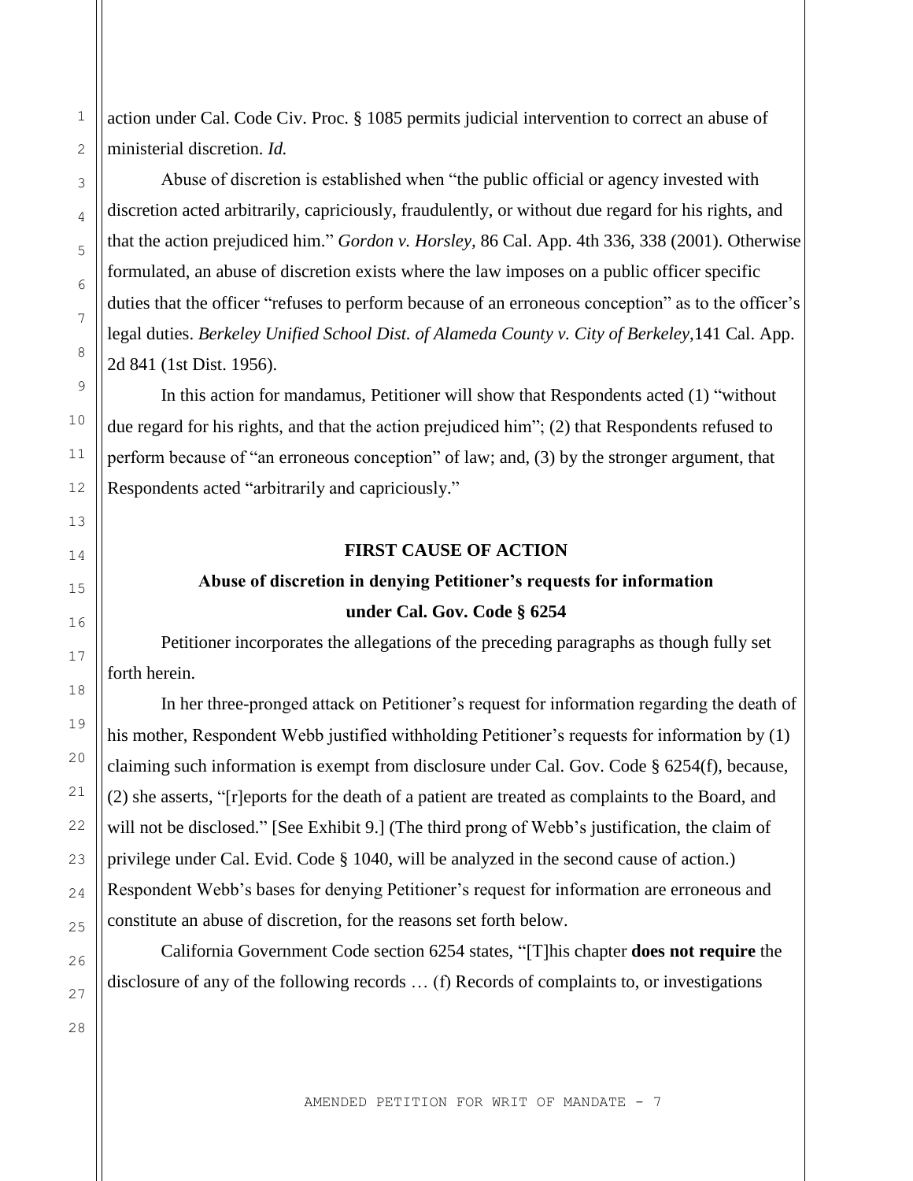action under Cal. Code Civ. Proc. § 1085 permits judicial intervention to correct an abuse of ministerial discretion. *Id.*

Abuse of discretion is established when "the public official or agency invested with discretion acted arbitrarily, capriciously, fraudulently, or without due regard for his rights, and that the action prejudiced him." *Gordon v. Horsley,* 86 Cal. App. 4th 336, 338 (2001). Otherwise formulated, an abuse of discretion exists where the law imposes on a public officer specific duties that the officer "refuses to perform because of an erroneous conception" as to the officer's legal duties. *Berkeley Unified School Dist. of Alameda County v. City of Berkeley,*141 Cal. App. 2d 841 (1st Dist. 1956).

In this action for mandamus, Petitioner will show that Respondents acted (1) "without due regard for his rights, and that the action prejudiced him"; (2) that Respondents refused to perform because of "an erroneous conception" of law; and, (3) by the stronger argument, that Respondents acted "arbitrarily and capriciously."

**FIRST CAUSE OF ACTION**

**Abuse of discretion in denying Petitioner's requests for information under Cal. Gov. Code § 6254**

Petitioner incorporates the allegations of the preceding paragraphs as though fully set forth herein.

In her three-pronged attack on Petitioner's request for information regarding the death of his mother, Respondent Webb justified withholding Petitioner's requests for information by (1) claiming such information is exempt from disclosure under Cal. Gov. Code § 6254(f), because, (2) she asserts, "[r]eports for the death of a patient are treated as complaints to the Board, and will not be disclosed." [See Exhibit 9.] (The third prong of Webb's justification, the claim of privilege under Cal. Evid. Code § 1040, will be analyzed in the second cause of action.) Respondent Webb's bases for denying Petitioner's request for information are erroneous and constitute an abuse of discretion, for the reasons set forth below.

California Government Code section 6254 states, "[T]his chapter **does not require** the disclosure of any of the following records … (f) Records of complaints to, or investigations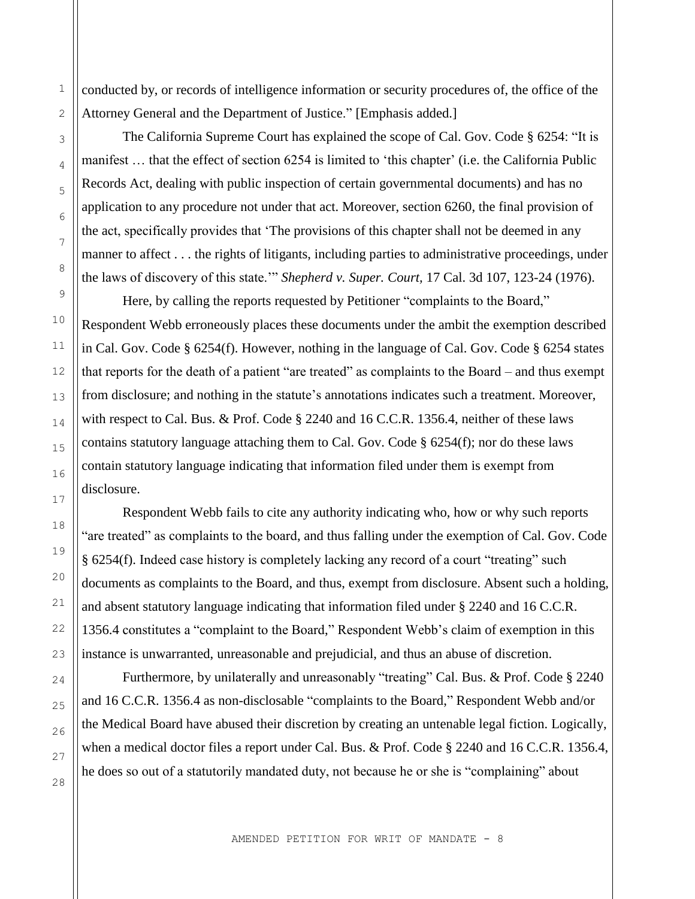conducted by, or records of intelligence information or security procedures of, the office of the Attorney General and the Department of Justice." [Emphasis added.]

The California Supreme Court has explained the scope of Cal. Gov. Code § 6254: "It is manifest … that the effect of section 6254 is limited to 'this chapter' (i.e. the California Public Records Act, dealing with public inspection of certain governmental documents) and has no application to any procedure not under that act. Moreover, section 6260, the final provision of the act, specifically provides that 'The provisions of this chapter shall not be deemed in any manner to affect . . . the rights of litigants, including parties to administrative proceedings, under the laws of discovery of this state.'" *Shepherd v. Super. Court,* 17 Cal. 3d 107, 123-24 (1976).

Here, by calling the reports requested by Petitioner "complaints to the Board," Respondent Webb erroneously places these documents under the ambit the exemption described in Cal. Gov. Code § 6254(f). However, nothing in the language of Cal. Gov. Code § 6254 states that reports for the death of a patient "are treated" as complaints to the Board – and thus exempt from disclosure; and nothing in the statute's annotations indicates such a treatment. Moreover, with respect to Cal. Bus. & Prof. Code § 2240 and 16 C.C.R. 1356.4, neither of these laws contains statutory language attaching them to Cal. Gov. Code § 6254(f); nor do these laws contain statutory language indicating that information filed under them is exempt from disclosure.

Respondent Webb fails to cite any authority indicating who, how or why such reports "are treated" as complaints to the board, and thus falling under the exemption of Cal. Gov. Code § 6254(f). Indeed case history is completely lacking any record of a court "treating" such documents as complaints to the Board, and thus, exempt from disclosure. Absent such a holding, and absent statutory language indicating that information filed under § 2240 and 16 C.C.R. 1356.4 constitutes a "complaint to the Board," Respondent Webb's claim of exemption in this instance is unwarranted, unreasonable and prejudicial, and thus an abuse of discretion.

Furthermore, by unilaterally and unreasonably "treating" Cal. Bus. & Prof. Code § 2240 and 16 C.C.R. 1356.4 as non-disclosable "complaints to the Board," Respondent Webb and/or the Medical Board have abused their discretion by creating an untenable legal fiction. Logically, when a medical doctor files a report under Cal. Bus. & Prof. Code § 2240 and 16 C.C.R. 1356.4, he does so out of a statutorily mandated duty, not because he or she is "complaining" about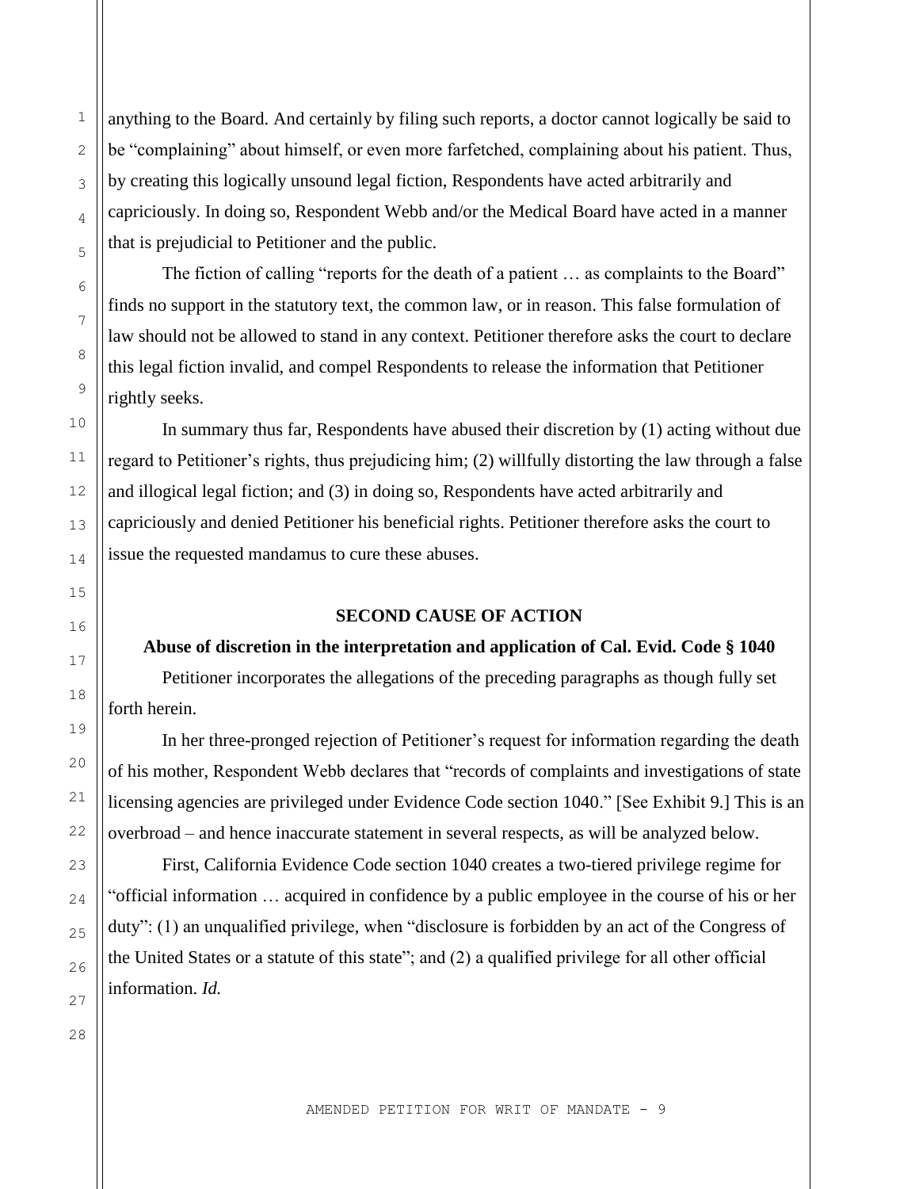anything to the Board. And certainly by filing such reports, a doctor cannot logically be said to be "complaining" about himself, or even more farfetched, complaining about his patient. Thus, by creating this logically unsound legal fiction, Respondents have acted arbitrarily and capriciously. In doing so, Respondent Webb and/or the Medical Board have acted in a manner that is prejudicial to Petitioner and the public.

The fiction of calling "reports for the death of a patient … as complaints to the Board" finds no support in the statutory text, the common law, or in reason. This false formulation of law should not be allowed to stand in any context. Petitioner therefore asks the court to declare this legal fiction invalid, and compel Respondents to release the information that Petitioner rightly seeks.

In summary thus far, Respondents have abused their discretion by (1) acting without due regard to Petitioner's rights, thus prejudicing him; (2) willfully distorting the law through a false and illogical legal fiction; and (3) in doing so, Respondents have acted arbitrarily and capriciously and denied Petitioner his beneficial rights. Petitioner therefore asks the court to issue the requested mandamus to cure these abuses.

**SECOND CAUSE OF ACTION**

**Abuse of discretion in the interpretation and application of Cal. Evid. Code § 1040**

Petitioner incorporates the allegations of the preceding paragraphs as though fully set forth herein.

In her three-pronged rejection of Petitioner's request for information regarding the death of his mother, Respondent Webb declares that "records of complaints and investigations of state licensing agencies are privileged under Evidence Code section 1040." [See Exhibit 9.] This is an overbroad – and hence inaccurate statement in several respects, as will be analyzed below.

First, California Evidence Code section 1040 creates a two-tiered privilege regime for "official information … acquired in confidence by a public employee in the course of his or her duty": (1) an unqualified privilege, when "disclosure is forbidden by an act of the Congress of the United States or a statute of this state"; and (2) a qualified privilege for all other official information. *Id.*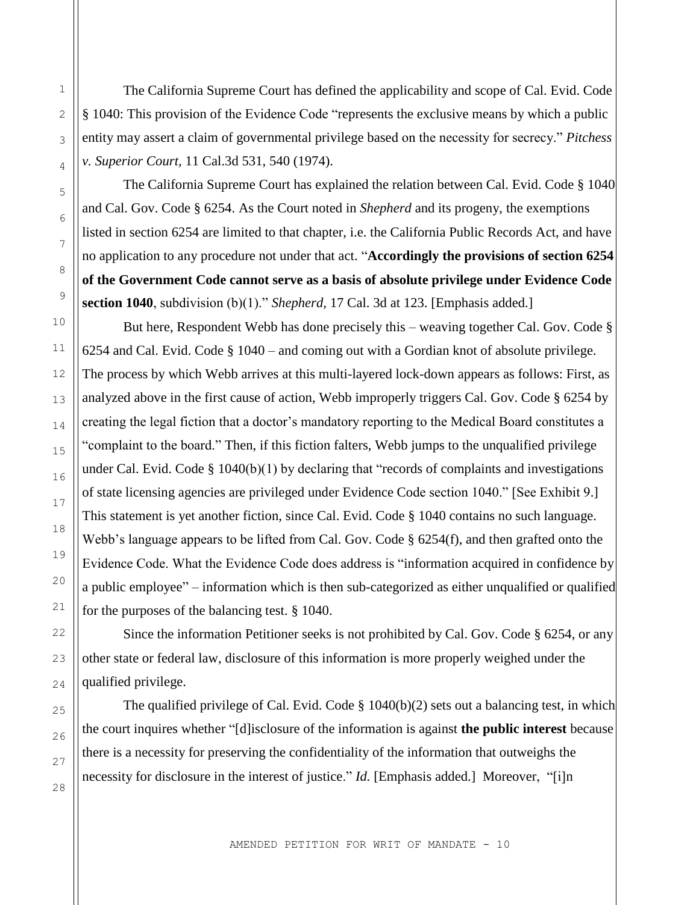The California Supreme Court has defined the applicability and scope of Cal. Evid. Code § 1040: This provision of the Evidence Code "represents the exclusive means by which a public entity may assert a claim of governmental privilege based on the necessity for secrecy." *Pitchess v. Superior Court,* 11 Cal.3d 531, 540 (1974).

The California Supreme Court has explained the relation between Cal. Evid. Code § 1040 and Cal. Gov. Code § 6254. As the Court noted in *Shepherd* and its progeny, the exemptions listed in section 6254 are limited to that chapter, i.e. the California Public Records Act, and have no application to any procedure not under that act. "**Accordingly the provisions of section 6254 of the Government Code cannot serve as a basis of absolute privilege under Evidence Code section 1040**, subdivision (b)(1)." *Shepherd,* 17 Cal. 3d at 123. [Emphasis added.]

But here, Respondent Webb has done precisely this – weaving together Cal. Gov. Code § 6254 and Cal. Evid. Code § 1040 – and coming out with a Gordian knot of absolute privilege. The process by which Webb arrives at this multi-layered lock-down appears as follows: First, as analyzed above in the first cause of action, Webb improperly triggers Cal. Gov. Code § 6254 by creating the legal fiction that a doctor's mandatory reporting to the Medical Board constitutes a "complaint to the board." Then, if this fiction falters, Webb jumps to the unqualified privilege under Cal. Evid. Code § 1040(b)(1) by declaring that "records of complaints and investigations of state licensing agencies are privileged under Evidence Code section 1040." [See Exhibit 9.] This statement is yet another fiction, since Cal. Evid. Code § 1040 contains no such language. Webb's language appears to be lifted from Cal. Gov. Code § 6254(f), and then grafted onto the Evidence Code. What the Evidence Code does address is "information acquired in confidence by a public employee" – information which is then sub-categorized as either unqualified or qualified for the purposes of the balancing test. § 1040.

Since the information Petitioner seeks is not prohibited by Cal. Gov. Code § 6254, or any other state or federal law, disclosure of this information is more properly weighed under the qualified privilege.

The qualified privilege of Cal. Evid. Code § 1040(b)(2) sets out a balancing test, in which the court inquires whether "[d]isclosure of the information is against **the public interest** because there is a necessity for preserving the confidentiality of the information that outweighs the necessity for disclosure in the interest of justice." *Id.* [Emphasis added.] Moreover, "[i]n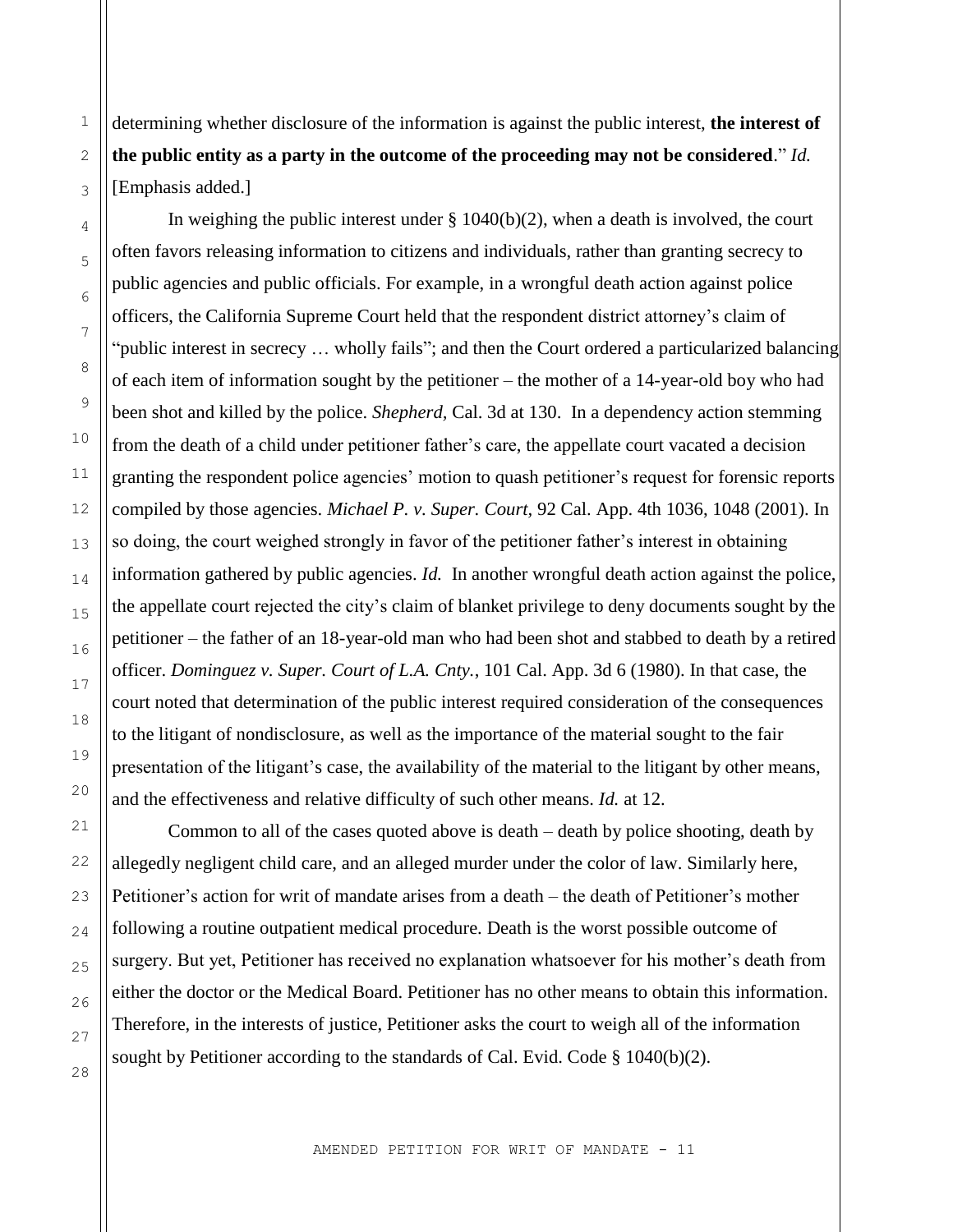determining whether disclosure of the information is against the public interest, **the interest of the public entity as a party in the outcome of the proceeding may not be considered**." *Id.* [Emphasis added.]

In weighing the public interest under § 1040(b)(2), when a death is involved, the court often favors releasing information to citizens and individuals, rather than granting secrecy to public agencies and public officials. For example, in a wrongful death action against police officers, the California Supreme Court held that the respondent district attorney's claim of "public interest in secrecy … wholly fails"; and then the Court ordered a particularized balancing of each item of information sought by the petitioner – the mother of a 14-year-old boy who had been shot and killed by the police. *Shepherd,* Cal. 3d at 130. In a dependency action stemming from the death of a child under petitioner father's care, the appellate court vacated a decision granting the respondent police agencies' motion to quash petitioner's request for forensic reports compiled by those agencies. *Michael P. v. Super. Court*, 92 Cal. App. 4th 1036, 1048 (2001). In so doing, the court weighed strongly in favor of the petitioner father's interest in obtaining information gathered by public agencies. *Id.* In another wrongful death action against the police, the appellate court rejected the city's claim of blanket privilege to deny documents sought by the petitioner – the father of an 18-year-old man who had been shot and stabbed to death by a retired officer. *Dominguez v. Super. Court of L.A. Cnty.*, 101 Cal. App. 3d 6 (1980). In that case, the court noted that determination of the public interest required consideration of the consequences to the litigant of nondisclosure, as well as the importance of the material sought to the fair presentation of the litigant's case, the availability of the material to the litigant by other means, and the effectiveness and relative difficulty of such other means. *Id.* at 12.

Common to all of the cases quoted above is death – death by police shooting, death by allegedly negligent child care, and an alleged murder under the color of law. Similarly here, Petitioner's action for writ of mandate arises from a death – the death of Petitioner's mother following a routine outpatient medical procedure. Death is the worst possible outcome of surgery. But yet, Petitioner has received no explanation whatsoever for his mother's death from either the doctor or the Medical Board. Petitioner has no other means to obtain this information. Therefore, in the interests of justice, Petitioner asks the court to weigh all of the information sought by Petitioner according to the standards of Cal. Evid. Code § 1040(b)(2).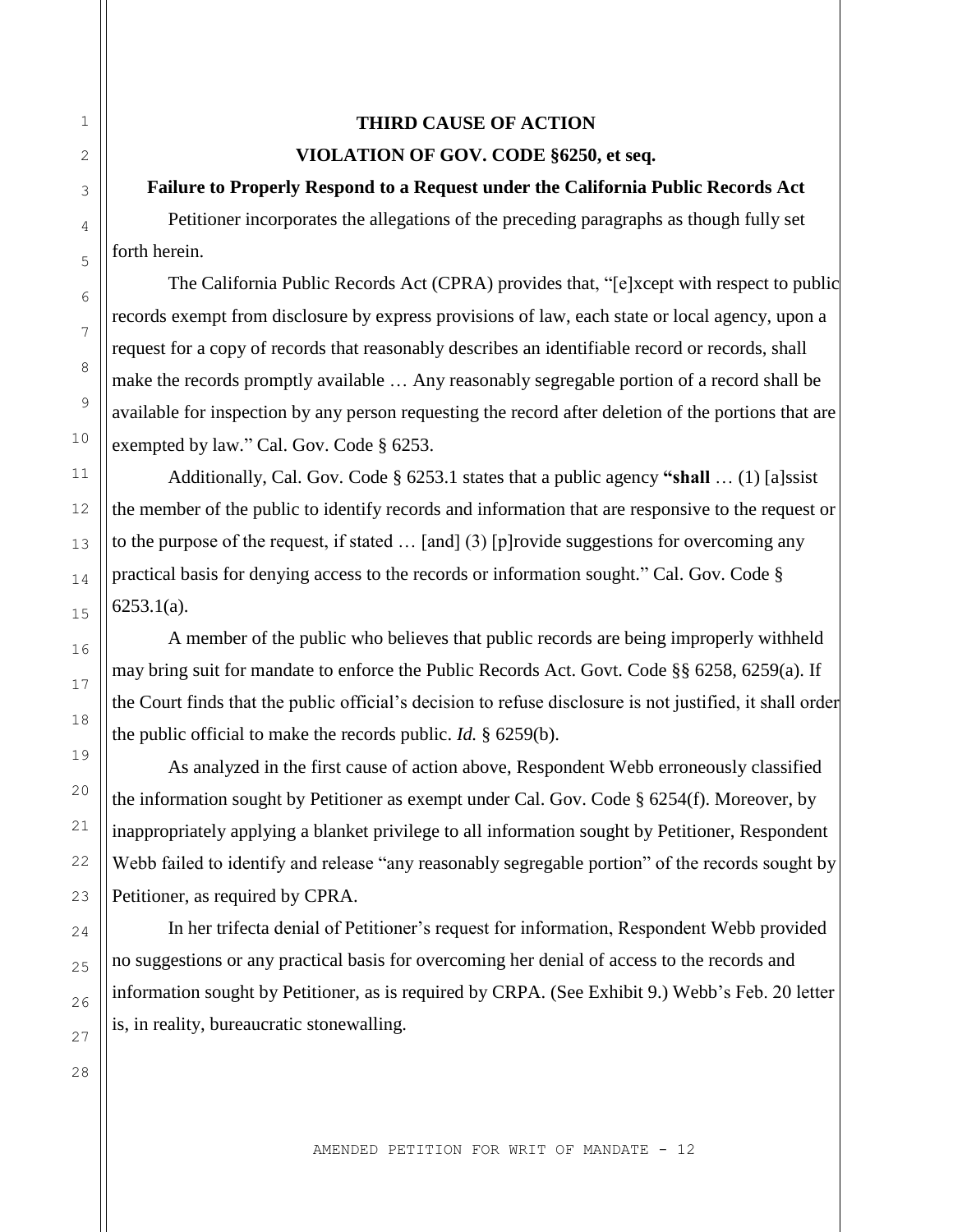**THIRD CAUSE OF ACTION**

**VIOLATION OF GOV. CODE §6250, et seq.**

**Failure to Properly Respond to a Request under the California Public Records Act**

Petitioner incorporates the allegations of the preceding paragraphs as though fully set forth herein.

The California Public Records Act (CPRA) provides that, "[e]xcept with respect to public records exempt from disclosure by express provisions of law, each state or local agency, upon a request for a copy of records that reasonably describes an identifiable record or records, shall make the records promptly available … Any reasonably segregable portion of a record shall be available for inspection by any person requesting the record after deletion of the portions that are exempted by law." Cal. Gov. Code § 6253.

Additionally, Cal. Gov. Code § 6253.1 states that a public agency **"shall** … (1) [a]ssist the member of the public to identify records and information that are responsive to the request or to the purpose of the request, if stated … [and] (3) [p]rovide suggestions for overcoming any practical basis for denying access to the records or information sought." Cal. Gov. Code § 6253.1(a).

A member of the public who believes that public records are being improperly withheld may bring suit for mandate to enforce the Public Records Act. Govt. Code §§ 6258, 6259(a). If the Court finds that the public official's decision to refuse disclosure is not justified, it shall order the public official to make the records public. *Id.* § 6259(b).

As analyzed in the first cause of action above, Respondent Webb erroneously classified the information sought by Petitioner as exempt under Cal. Gov. Code § 6254(f). Moreover, by inappropriately applying a blanket privilege to all information sought by Petitioner, Respondent Webb failed to identify and release "any reasonably segregable portion" of the records sought by Petitioner, as required by CPRA.

In her trifecta denial of Petitioner's request for information, Respondent Webb provided no suggestions or any practical basis for overcoming her denial of access to the records and information sought by Petitioner, as is required by CRPA. (See Exhibit 9.) Webb's Feb. 20 letter is, in reality, bureaucratic stonewalling.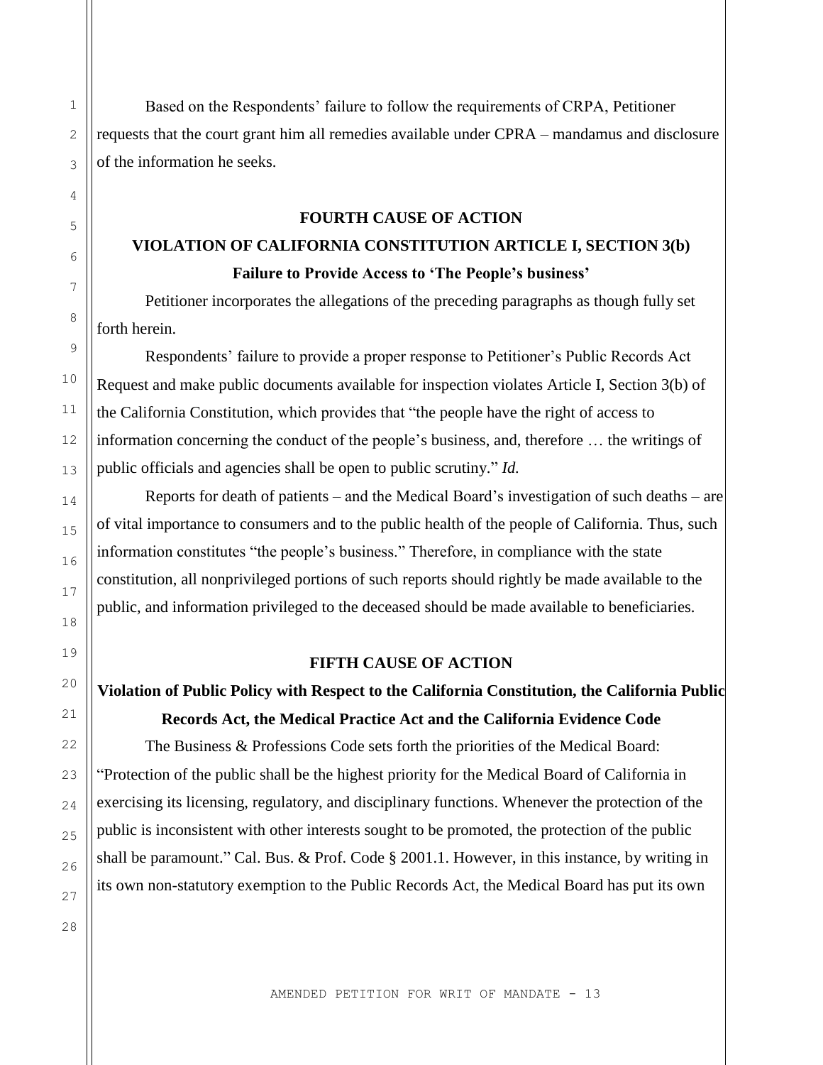Based on the Respondents' failure to follow the requirements of CRPA, Petitioner requests that the court grant him all remedies available under CPRA – mandamus and disclosure of the information he seeks.

**FOURTH CAUSE OF ACTION**

**VIOLATION OF CALIFORNIA CONSTITUTION ARTICLE I, SECTION 3(b)**

**Failure to Provide Access to 'The People's business'**

Petitioner incorporates the allegations of the preceding paragraphs as though fully set forth herein.

Respondents' failure to provide a proper response to Petitioner's Public Records Act Request and make public documents available for inspection violates Article I, Section 3(b) of the California Constitution, which provides that "the people have the right of access to information concerning the conduct of the people's business, and, therefore … the writings of public officials and agencies shall be open to public scrutiny." *Id.*

Reports for death of patients – and the Medical Board's investigation of such deaths – are of vital importance to consumers and to the public health of the people of California. Thus, such information constitutes "the people's business." Therefore, in compliance with the state constitution, all nonprivileged portions of such reports should rightly be made available to the public, and information privileged to the deceased should be made available to beneficiaries.

**FIFTH CAUSE OF ACTION**

**Violation of Public Policy with Respect to the California Constitution, the California Public Records Act, the Medical Practice Act and the California Evidence Code**

The Business & Professions Code sets forth the priorities of the Medical Board: "Protection of the public shall be the highest priority for the Medical Board of California in exercising its licensing, regulatory, and disciplinary functions. Whenever the protection of the public is inconsistent with other interests sought to be promoted, the protection of the public shall be paramount." Cal. Bus. & Prof. Code § 2001.1. However, in this instance, by writing in its own non-statutory exemption to the Public Records Act, the Medical Board has put its own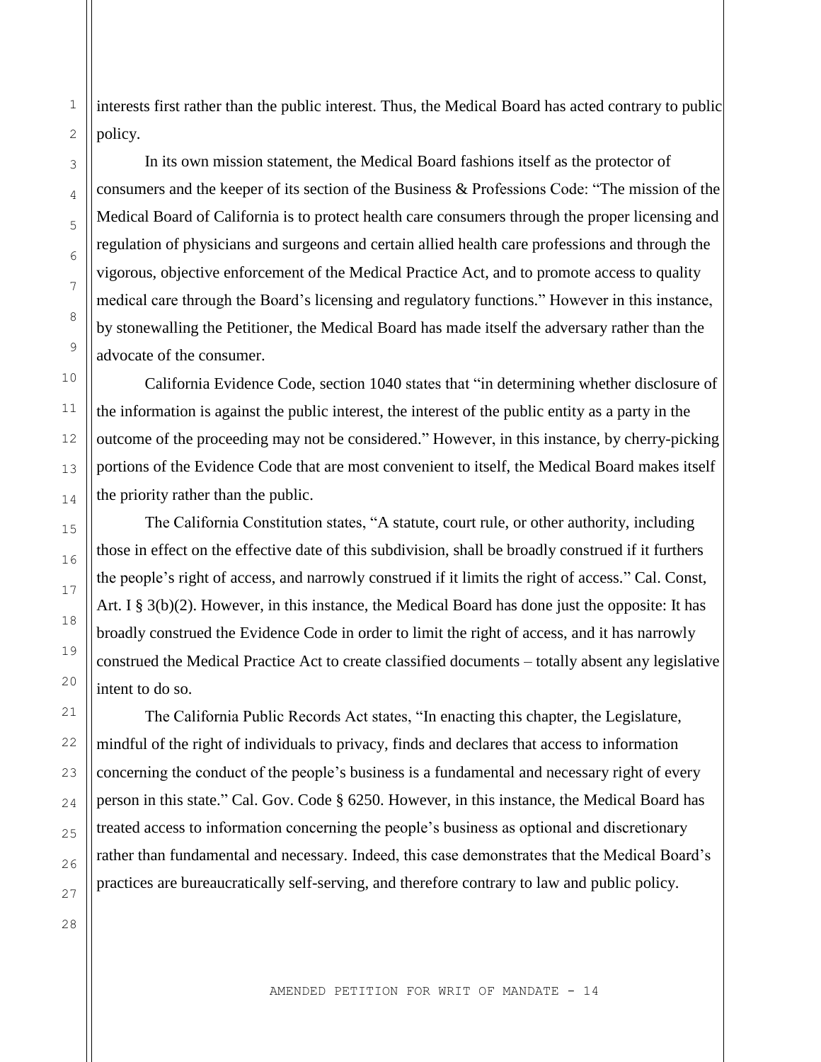interests first rather than the public interest. Thus, the Medical Board has acted contrary to public policy.

In its own mission statement, the Medical Board fashions itself as the protector of consumers and the keeper of its section of the Business & Professions Code: "The mission of the Medical Board of California is to protect health care consumers through the proper licensing and regulation of physicians and surgeons and certain allied health care professions and through the vigorous, objective enforcement of the Medical Practice Act, and to promote access to quality medical care through the Board's licensing and regulatory functions." However in this instance, by stonewalling the Petitioner, the Medical Board has made itself the adversary rather than the advocate of the consumer.

California Evidence Code, section 1040 states that "in determining whether disclosure of the information is against the public interest, the interest of the public entity as a party in the outcome of the proceeding may not be considered." However, in this instance, by cherry-picking portions of the Evidence Code that are most convenient to itself, the Medical Board makes itself the priority rather than the public.

The California Constitution states, "A statute, court rule, or other authority, including those in effect on the effective date of this subdivision, shall be broadly construed if it furthers the people's right of access, and narrowly construed if it limits the right of access." Cal. Const, Art. I § 3(b)(2). However, in this instance, the Medical Board has done just the opposite: It has broadly construed the Evidence Code in order to limit the right of access, and it has narrowly construed the Medical Practice Act to create classified documents – totally absent any legislative intent to do so.

The California Public Records Act states, "In enacting this chapter, the Legislature, mindful of the right of individuals to privacy, finds and declares that access to information concerning the conduct of the people's business is a fundamental and necessary right of every person in this state." Cal. Gov. Code § 6250. However, in this instance, the Medical Board has treated access to information concerning the people's business as optional and discretionary rather than fundamental and necessary. Indeed, this case demonstrates that the Medical Board's practices are bureaucratically self-serving, and therefore contrary to law and public policy.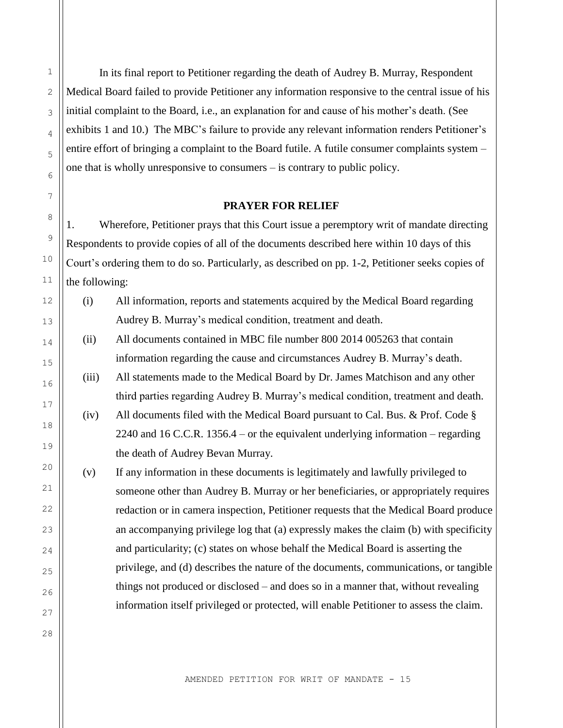In its final report to Petitioner regarding the death of Audrey B. Murray, Respondent Medical Board failed to provide Petitioner any information responsive to the central issue of his initial complaint to the Board, i.e., an explanation for and cause of his mother's death. (See exhibits 1 and 10.) The MBC's failure to provide any relevant information renders Petitioner's entire effort of bringing a complaint to the Board futile. A futile consumer complaints system – one that is wholly unresponsive to consumers – is contrary to public policy.

## PRAYER FOR RELIEF

1. Wherefore, Petitioner prays that this Court issue a peremptory writ of mandate directing Respondents to provide copies of all of the documents described here within 10 days of this Court's ordering them to do so. Particularly, as described on pp. 1-2, Petitioner seeks copies of the following:

(i) All information, reports and statements acquired by the Medical Board regarding Audrey B. Murray's medical condition, treatment and death.

(ii) All documents contained in MBC file number 800 2014 005263 that contain information regarding the cause and circumstances Audrey B. Murray's death.

(iii) All statements made to the Medical Board by Dr. James Matchison and any other third parties regarding Audrey B. Murray's medical condition, treatment and death.

(iv) All documents filed with the Medical Board pursuant to Cal. Bus. & Prof. Code § 2240 and 16 C.C.R. 1356.4 – or the equivalent underlying information – regarding the death of Audrey Bevan Murray.

(v) If any information in these documents is legitimately and lawfully privileged to someone other than Audrey B. Murray or her beneficiaries, or appropriately requires redaction or in camera inspection, Petitioner requests that the Medical Board produce an accompanying privilege log that (a) expressly makes the claim (b) with specificity and particularity; (c) states on whose behalf the Medical Board is asserting the privilege, and (d) describes the nature of the documents, communications, or tangible things not produced or disclosed – and does so in a manner that, without revealing information itself privileged or protected, will enable Petitioner to assess the claim.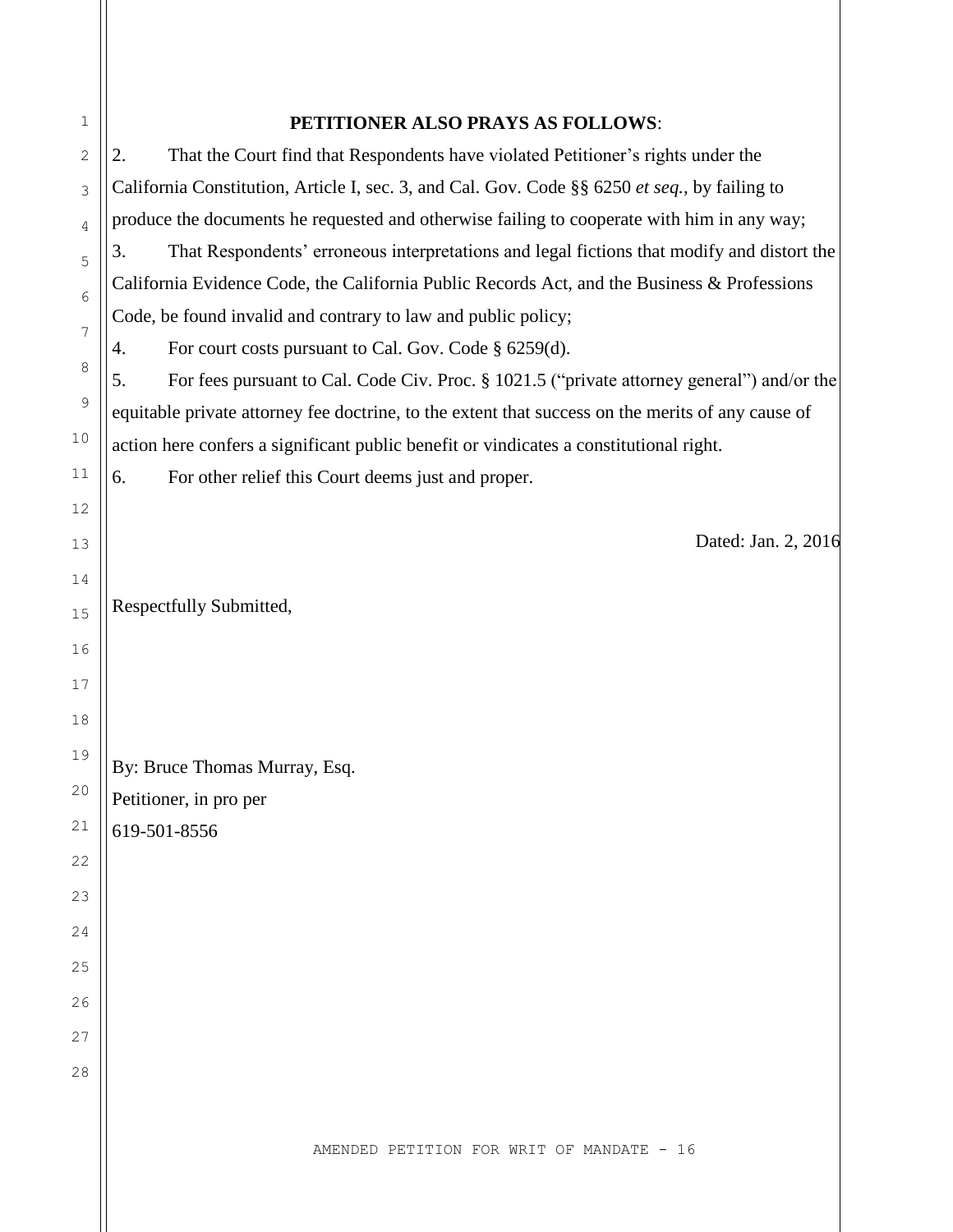**PETITIONER ALSO PRAYS AS FOLLOWS**:

2. That the Court find that Respondents have violated Petitioner's rights under the California Constitution, Article I, sec. 3, and Cal. Gov. Code §§ 6250 *et seq.*, by failing to produce the documents he requested and otherwise failing to cooperate with him in any way;

3. That Respondents' erroneous interpretations and legal fictions that modify and distort the California Evidence Code, the California Public Records Act, and the Business & Professions Code, be found invalid and contrary to law and public policy;

4. For court costs pursuant to Cal. Gov. Code § 6259(d).

5. For fees pursuant to Cal. Code Civ. Proc. § 1021.5 ("private attorney general") and/or the equitable private attorney fee doctrine, to the extent that success on the merits of any cause of action here confers a significant public benefit or vindicates a constitutional right.

6. For other relief this Court deems just and proper.

Dated: Jan. 2, 2016

Respectfully Submitted,

By: Bruce Thomas Murray, Esq.
Petitioner, in pro per
619-501-8556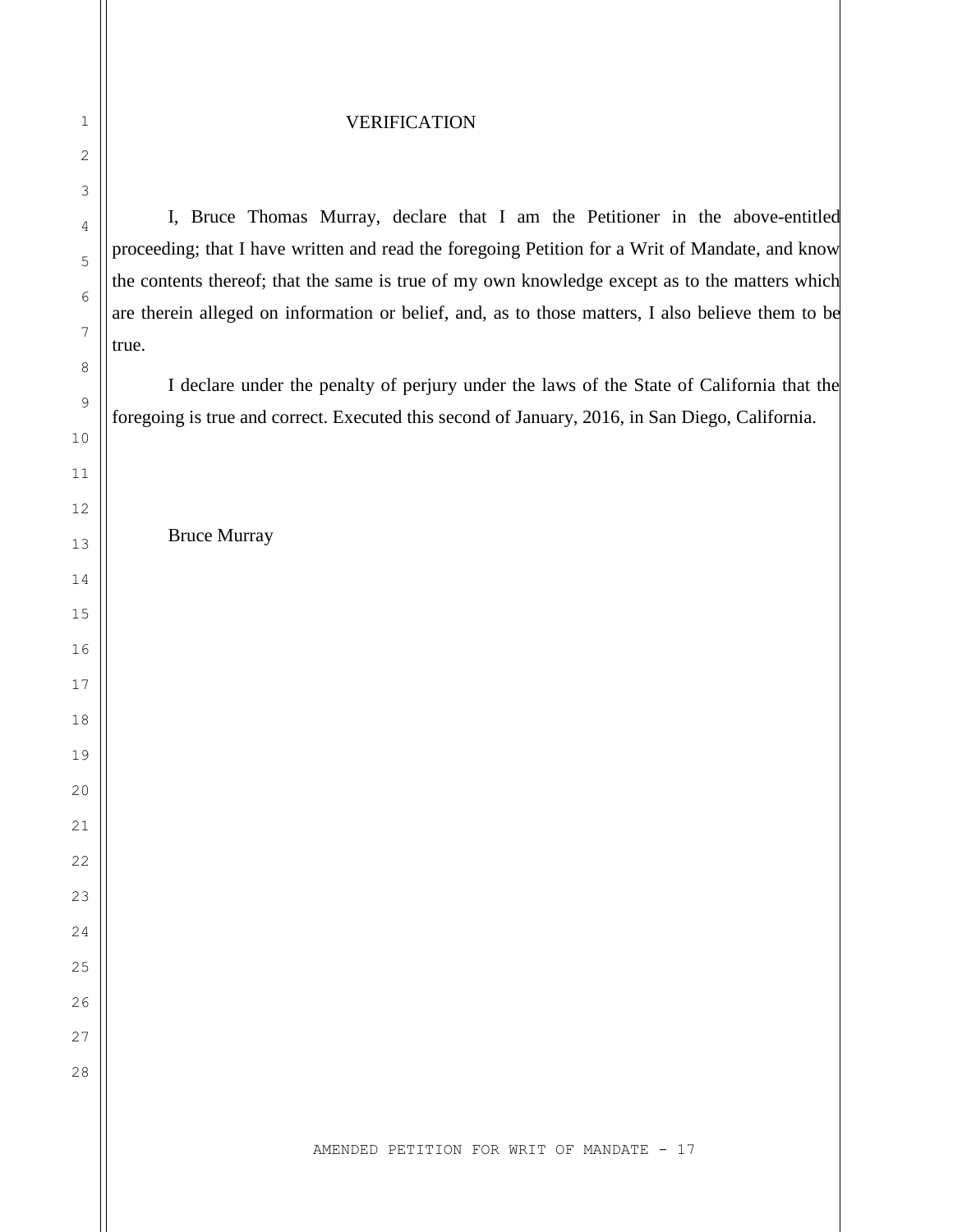# VERIFICATION

I, Bruce Thomas Murray, declare that I am the Petitioner in the above-entitled proceeding; that I have written and read the foregoing Petition for a Writ of Mandate, and know the contents thereof; that the same is true of my own knowledge except as to the matters which are therein alleged on information or belief, and, as to those matters, I also believe them to be true.

I declare under the penalty of perjury under the laws of the State of California that the foregoing is true and correct. Executed this second of January, 2016, in San Diego, California.

Bruce Murray